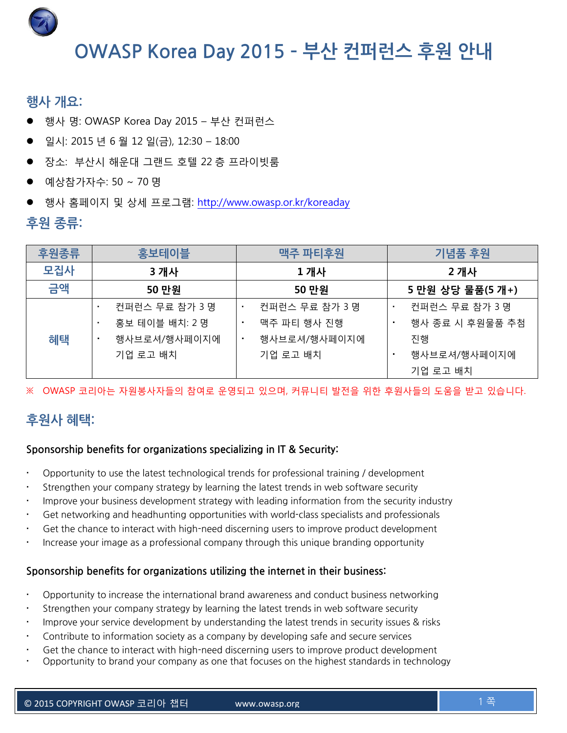# OWASP Korea Day 2015 - 부산 컨퍼런스 후원 안내

## 행사 개요:

- 행사 명: OWASP Korea Day 2015 – 부산 컨퍼런스
- 일시: 2015 년 6 월 12 일(금), 12:30 – 18:00
- 장소: 부산시 해운대 그랜드 호텔 22 층 프라이빗룸
- 예상참가자수: 50 ~ 70 명
- 행사 홈페이지 및 상세 프로그램: http://www.owasp.or.kr/koreaday

## 후원 종류:

| 후원종류 | 홍보테이블 | 맥주 파티후원 | 기념품 후원 |
|---|---|---|---|
| 모집사 | 3 개사 | 1 개사 | 2 개사 |
| 금액 | 50 만원 | 50 만원 | 5 만원 상당 물품(5 개+) |
| 혜택 | · 컨퍼런스 무료 참가 3 명<br>· 홍보 테이블 배치: 2 명<br>· 행사브로셔/행사페이지에 기업 로고 배치 | · 컨퍼런스 무료 참가 3 명<br>· 맥주 파티 행사 진행<br>· 행사브로셔/행사페이지에 기업 로고 배치 | · 컨퍼런스 무료 참가 3 명<br>· 행사 종료 시 후원물품 추첨 진행<br>· 행사브로셔/행사페이지에 기업 로고 배치 |

※ OWASP 코리아는 자원봉사자들의 참여로 운영되고 있으며, 커뮤니티 발전을 위한 후원사들의 도움을 받고 있습니다.

## 후원사 혜택:

### Sponsorship benefits for organizations specializing in IT & Security:

- Opportunity to use the latest technological trends for professional training / development
- Strengthen your company strategy by learning the latest trends in web software security
- Improve your business development strategy with leading information from the security industry
- Get networking and headhunting opportunities with world-class specialists and professionals
- Get the chance to interact with high-need discerning users to improve product development
- Increase your image as a professional company through this unique branding opportunity

### Sponsorship benefits for organizations utilizing the internet in their business:

- Opportunity to increase the international brand awareness and conduct business networking
- Strengthen your company strategy by learning the latest trends in web software security
- Improve your service development by understanding the latest trends in security issues & risks
- Contribute to information society as a company by developing safe and secure services
- Get the chance to interact with high-need discerning users to improve product development
- Opportunity to brand your company as one that focuses on the highest standards in technology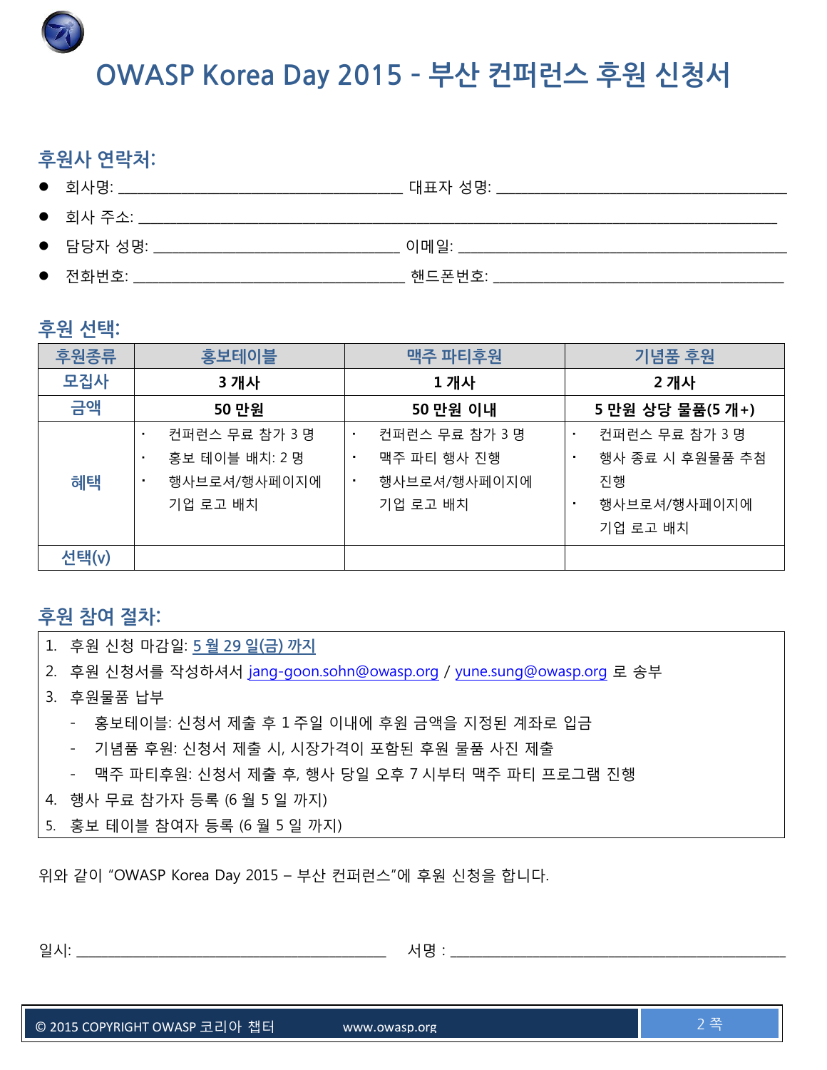# OWASP Korea Day 2015 - 부산 컨퍼런스 후원 신청서

## 후원사 연락처:

- 회사명: ______________________ 대표자 성명: ______________________
- 회사 주소: ______________________________________________
- 담당자 성명: ______________________ 이메일: ______________________
- 전화번호: ______________________ 핸드폰번호: ______________________

## 후원 선택:

| 후원종류 | 홍보테이블 | 맥주 파티후원 | 기념품 후원 |
|---|---|---|---|
| 모집사 | **3 개사** | **1 개사** | **2 개사** |
| 금액 | **50 만원** | **50 만원 이내** | **5 만원 상당 물품(5 개+)** |
| 혜택 | · 컨퍼런스 무료 참가 3 명<br>· 홍보 테이블 배치: 2 명<br>· 행사브로셔/행사페이지에 기업 로고 배치 | · 컨퍼런스 무료 참가 3 명<br>· 맥주 파티 행사 진행<br>· 행사브로셔/행사페이지에 기업 로고 배치 | · 컨퍼런스 무료 참가 3 명<br>· 행사 종료 시 후원물품 추첨 진행<br>· 행사브로셔/행사페이지에 기업 로고 배치 |
| 선택(v) | | | |

## 후원 참여 절차:

1. 후원 신청 마감일: 5 월 29 일(금) 까지
2. 후원 신청서를 작성하셔서 jang-goon.sohn@owasp.org / yune.sung@owasp.org 로 송부
3. 후원물품 납부
   - 홍보테이블: 신청서 제출 후 1 주일 이내에 후원 금액을 지정된 계좌로 입금
   - 기념품 후원: 신청서 제출 시, 시장가격이 포함된 후원 물품 사진 제출
   - 맥주 파티후원: 신청서 제출 후, 행사 당일 오후 7 시부터 맥주 파티 프로그램 진행
4. 행사 무료 참가자 등록 (6 월 5 일 까지)
5. 홍보 테이블 참여자 등록 (6 월 5 일 까지)

위와 같이 "OWASP Korea Day 2015 – 부산 컨퍼런스"에 후원 신청을 합니다.

일시: ______________________ 서명 : ______________________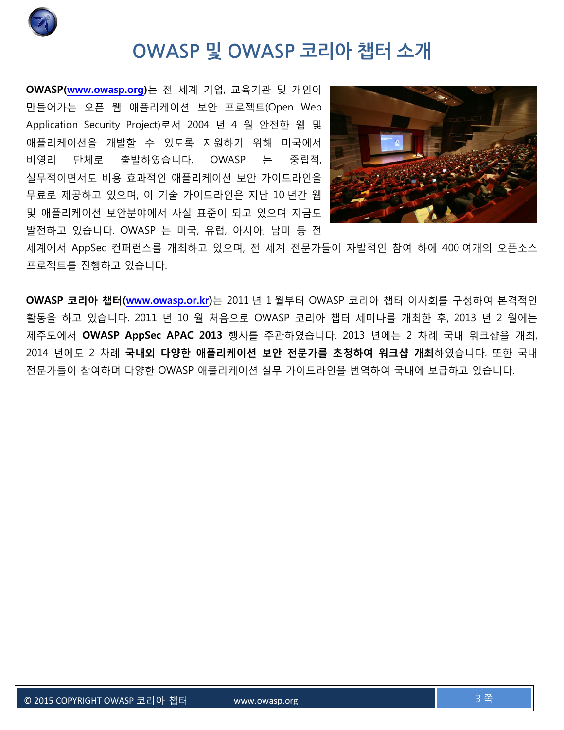# OWASP 및 OWASP 코리아 챕터 소개

**OWASP(www.owasp.org)**는 전 세계 기업, 교육기관 및 개인이 만들어가는 오픈 웹 애플리케이션 보안 프로젝트(Open Web Application Security Project)로서 2004 년 4 월 안전한 웹 및 애플리케이션을 개발할 수 있도록 지원하기 위해 미국에서 비영리 단체로 출발하였습니다. OWASP 는 중립적, 실무적이면서도 비용 효과적인 애플리케이션 보안 가이드라인을 무료로 제공하고 있으며, 이 기술 가이드라인은 지난 10 년간 웹 및 애플리케이션 보안분야에서 사실 표준이 되고 있으며 지금도 발전하고 있습니다. OWASP 는 미국, 유럽, 아시아, 남미 등 전 세계에서 AppSec 컨퍼런스를 개최하고 있으며, 전 세계 전문가들이 자발적인 참여 하에 400 여개의 오픈소스 프로젝트를 진행하고 있습니다.

**OWASP 코리아 챕터(www.owasp.or.kr)**는 2011 년 1 월부터 OWASP 코리아 챕터 이사회를 구성하여 본격적인 활동을 하고 있습니다. 2011 년 10 월 처음으로 OWASP 코리아 챕터 세미나를 개최한 후, 2013 년 2 월에는 제주도에서 **OWASP AppSec APAC 2013** 행사를 주관하였습니다. 2013 년에는 2 차례 국내 워크샵을 개최, 2014 년에도 2 차례 **국내외 다양한 애플리케이션 보안 전문가를 초청하여 워크샵 개최**하였습니다. 또한 국내 전문가들이 참여하며 다양한 OWASP 애플리케이션 실무 가이드라인을 번역하여 국내에 보급하고 있습니다.